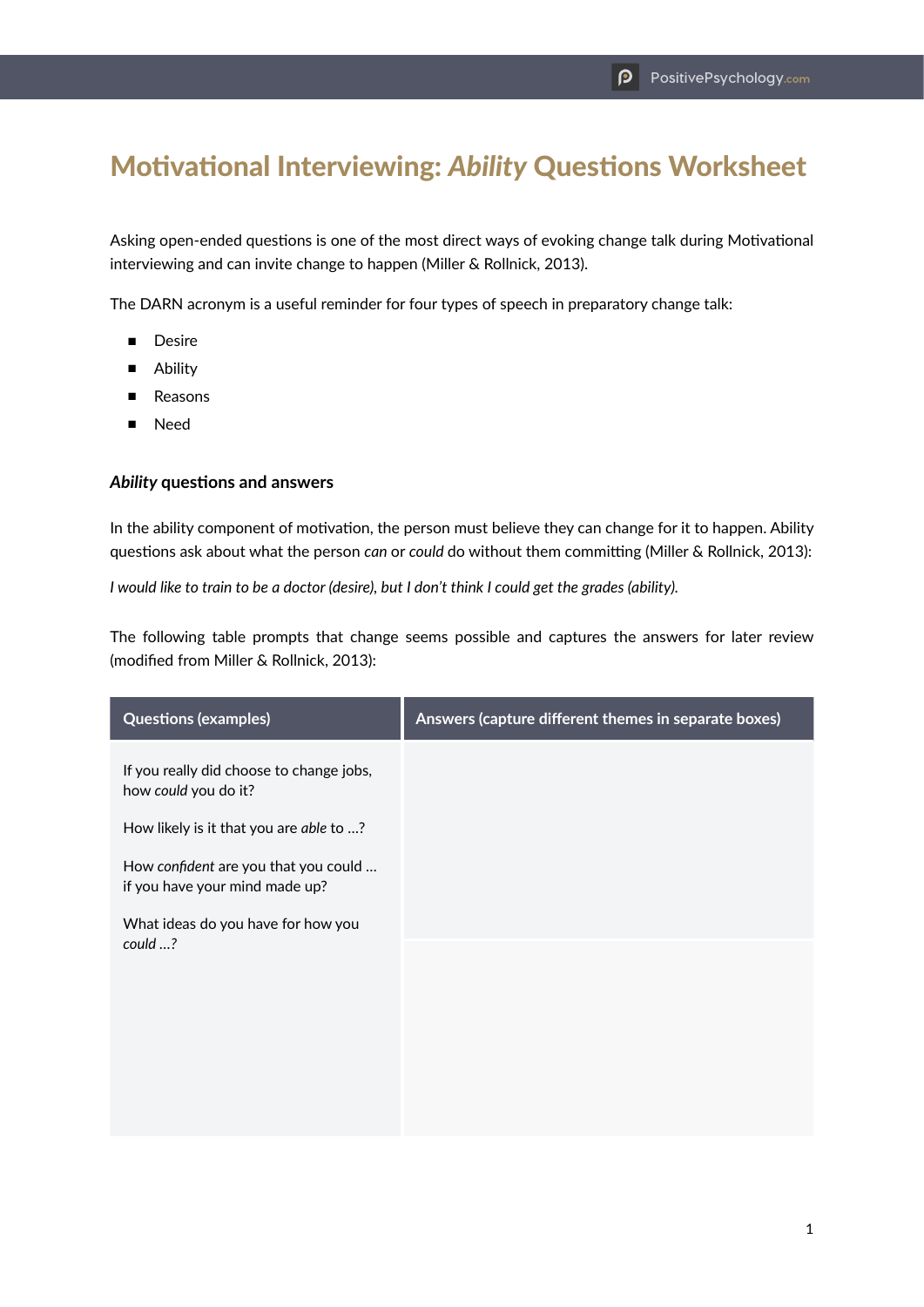# Motivational Interviewing: *Ability* Questions Worksheet

Asking open-ended questions is one of the most direct ways of evoking change talk during Motivational interviewing and can invite change to happen (Miller & Rollnick, 2013).

The DARN acronym is a useful reminder for four types of speech in preparatory change talk:

- Desire
- Ability
- Reasons
- Need

### *Ability* questions and answers

In the ability component of motivation, the person must believe they can change for it to happen. Ability questions ask about what the person *can* or *could* do without them committing (Miller & Rollnick, 2013):

*I would like to train to be a doctor (desire), but I don't think I could get the grades (ability).*

The following table prompts that change seems possible and captures the answers for later review (modified from Miller & Rollnick, 2013):

| Questions (examples) | Answers (capture different themes in separate boxes) |
|---|---|
| If you really did choose to change jobs, how *could* you do it?<br><br>How likely is it that you are *able* to …?<br><br>How *confident* are you that you could … if you have your mind made up?<br><br>What ideas do you have for how you *could* …? | |
| | |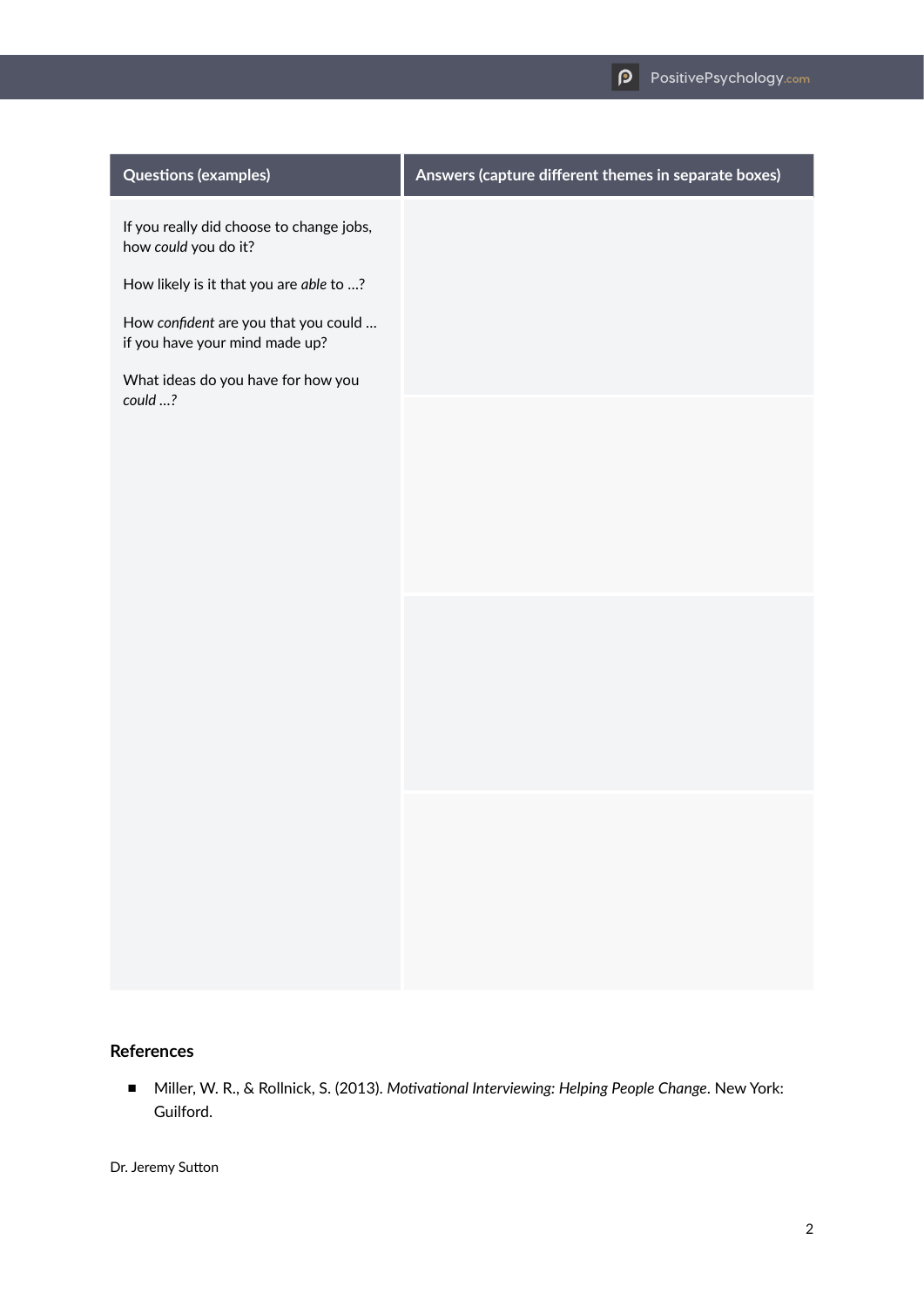| Questions (examples) | Answers (capture different themes in separate boxes) |
|---|---|
| If you really did choose to change jobs, how *could* you do it?<br><br>How likely is it that you are *able* to …?<br><br>How *confident* are you that you could … if you have your mind made up?<br><br>What ideas do you have for how you *could* …? | |
| | |
| | |
| | |

## References

- Miller, W. R., & Rollnick, S. (2013). *Motivational Interviewing: Helping People Change*. New York: Guilford.

Dr. Jeremy Sutton